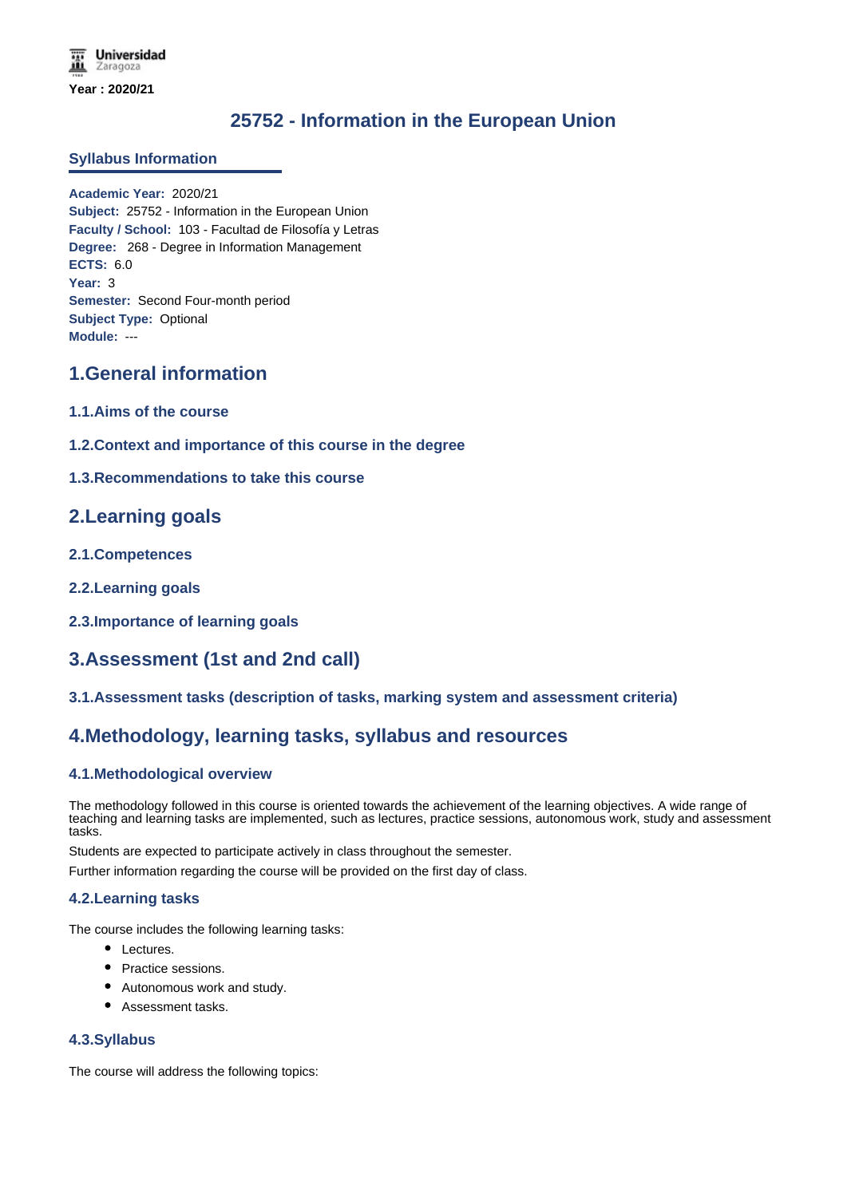Universidad Zaragoza

**Year : 2020/21**

# 25752 - Information in the European Union

## Syllabus Information

**Academic Year:** 2020/21
**Subject:** 25752 - Information in the European Union
**Faculty / School:** 103 - Facultad de Filosofía y Letras
**Degree:** 268 - Degree in Information Management
**ECTS:** 6.0
**Year:** 3
**Semester:** Second Four-month period
**Subject Type:** Optional
**Module:** ---

## 1.General information

### 1.1.Aims of the course

### 1.2.Context and importance of this course in the degree

### 1.3.Recommendations to take this course

## 2.Learning goals

### 2.1.Competences

### 2.2.Learning goals

### 2.3.Importance of learning goals

## 3.Assessment (1st and 2nd call)

### 3.1.Assessment tasks (description of tasks, marking system and assessment criteria)

## 4.Methodology, learning tasks, syllabus and resources

### 4.1.Methodological overview

The methodology followed in this course is oriented towards the achievement of the learning objectives. A wide range of teaching and learning tasks are implemented, such as lectures, practice sessions, autonomous work, study and assessment tasks.

Students are expected to participate actively in class throughout the semester.

Further information regarding the course will be provided on the first day of class.

### 4.2.Learning tasks

The course includes the following learning tasks:

- Lectures.
- Practice sessions.
- Autonomous work and study.
- Assessment tasks.

### 4.3.Syllabus

The course will address the following topics: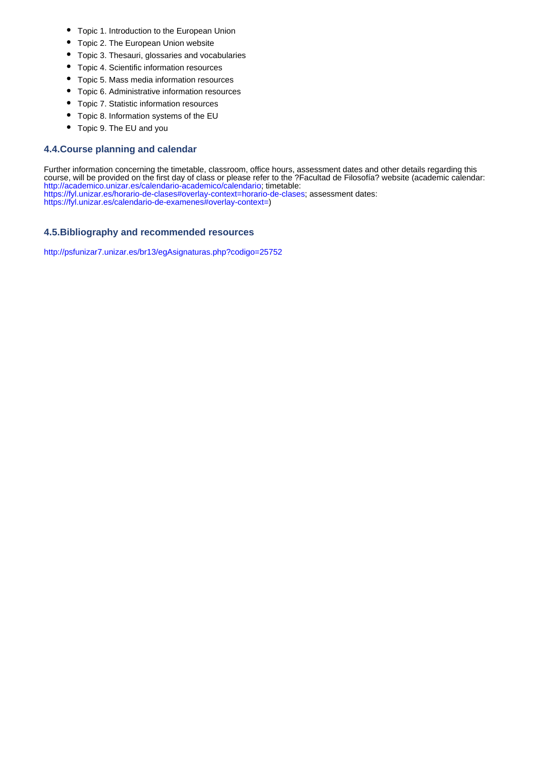- Topic 1. Introduction to the European Union
- Topic 2. The European Union website
- Topic 3. Thesauri, glossaries and vocabularies
- Topic 4. Scientific information resources
- Topic 5. Mass media information resources
- Topic 6. Administrative information resources
- Topic 7. Statistic information resources
- Topic 8. Information systems of the EU
- Topic 9. The EU and you

### 4.4.Course planning and calendar

Further information concerning the timetable, classroom, office hours, assessment dates and other details regarding this course, will be provided on the first day of class or please refer to the ?Facultad de Filosofía? website (academic calendar: http://academico.unizar.es/calendario-academico/calendario; timetable: https://fyl.unizar.es/horario-de-clases#overlay-context=horario-de-clases; assessment dates: https://fyl.unizar.es/calendario-de-examenes#overlay-context=)

### 4.5.Bibliography and recommended resources

http://psfunizar7.unizar.es/br13/egAsignaturas.php?codigo=25752